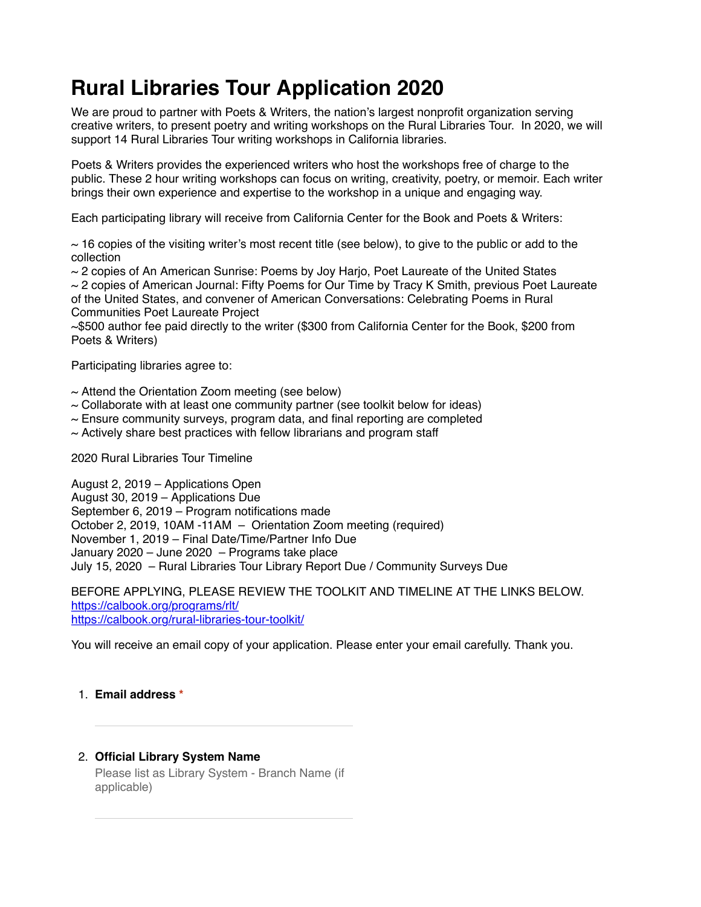# Rural Libraries Tour Application 2020

We are proud to partner with Poets & Writers, the nation's largest nonprofit organization serving creative writers, to present poetry and writing workshops on the Rural Libraries Tour. In 2020, we will support 14 Rural Libraries Tour writing workshops in California libraries.

Poets & Writers provides the experienced writers who host the workshops free of charge to the public. These 2 hour writing workshops can focus on writing, creativity, poetry, or memoir. Each writer brings their own experience and expertise to the workshop in a unique and engaging way.

Each participating library will receive from California Center for the Book and Poets & Writers:

~ 16 copies of the visiting writer's most recent title (see below), to give to the public or add to the collection
~ 2 copies of An American Sunrise: Poems by Joy Harjo, Poet Laureate of the United States
~ 2 copies of American Journal: Fifty Poems for Our Time by Tracy K Smith, previous Poet Laureate of the United States, and convener of American Conversations: Celebrating Poems in Rural Communities Poet Laureate Project
~$500 author fee paid directly to the writer ($300 from California Center for the Book, $200 from Poets & Writers)

Participating libraries agree to:

~ Attend the Orientation Zoom meeting (see below)
~ Collaborate with at least one community partner (see toolkit below for ideas)
~ Ensure community surveys, program data, and final reporting are completed
~ Actively share best practices with fellow librarians and program staff

2020 Rural Libraries Tour Timeline

August 2, 2019 – Applications Open
August 30, 2019 – Applications Due
September 6, 2019 – Program notifications made
October 2, 2019, 10AM -11AM – Orientation Zoom meeting (required)
November 1, 2019 – Final Date/Time/Partner Info Due
January 2020 – June 2020 – Programs take place
July 15, 2020 – Rural Libraries Tour Library Report Due / Community Surveys Due

BEFORE APPLYING, PLEASE REVIEW THE TOOLKIT AND TIMELINE AT THE LINKS BELOW.
https://calbook.org/programs/rlt/
https://calbook.org/rural-libraries-tour-toolkit/

You will receive an email copy of your application. Please enter your email carefully. Thank you.

1. **Email address** *

2. **Official Library System Name**
   Please list as Library System - Branch Name (if applicable)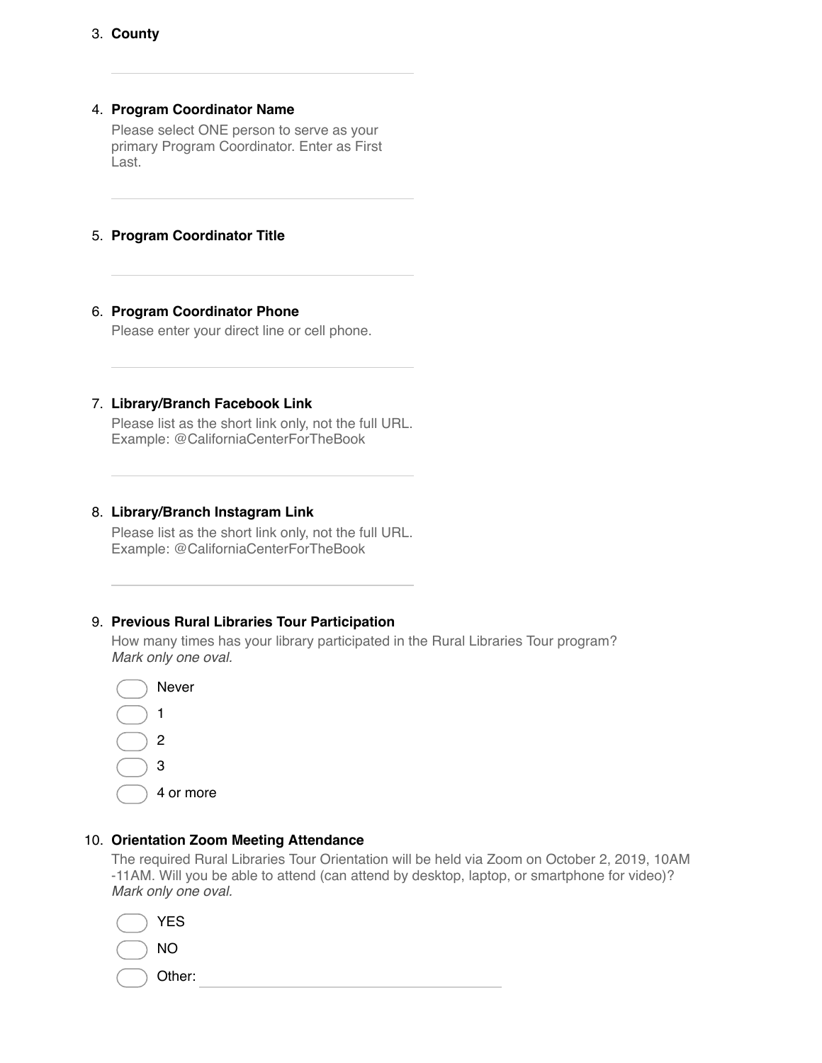3. **County**

4. **Program Coordinator Name**
   Please select ONE person to serve as your primary Program Coordinator. Enter as First Last.

5. **Program Coordinator Title**

6. **Program Coordinator Phone**
   Please enter your direct line or cell phone.

7. **Library/Branch Facebook Link**
   Please list as the short link only, not the full URL.
   Example: @CaliforniaCenterForTheBook

8. **Library/Branch Instagram Link**
   Please list as the short link only, not the full URL.
   Example: @CaliforniaCenterForTheBook

9. **Previous Rural Libraries Tour Participation**
   How many times has your library participated in the Rural Libraries Tour program?
   *Mark only one oval.*

   - Never
   - 1
   - 2
   - 3
   - 4 or more

10. **Orientation Zoom Meeting Attendance**
    The required Rural Libraries Tour Orientation will be held via Zoom on October 2, 2019, 10AM -11AM. Will you be able to attend (can attend by desktop, laptop, or smartphone for video)?
    *Mark only one oval.*

    - YES
    - NO
    - Other: ______________________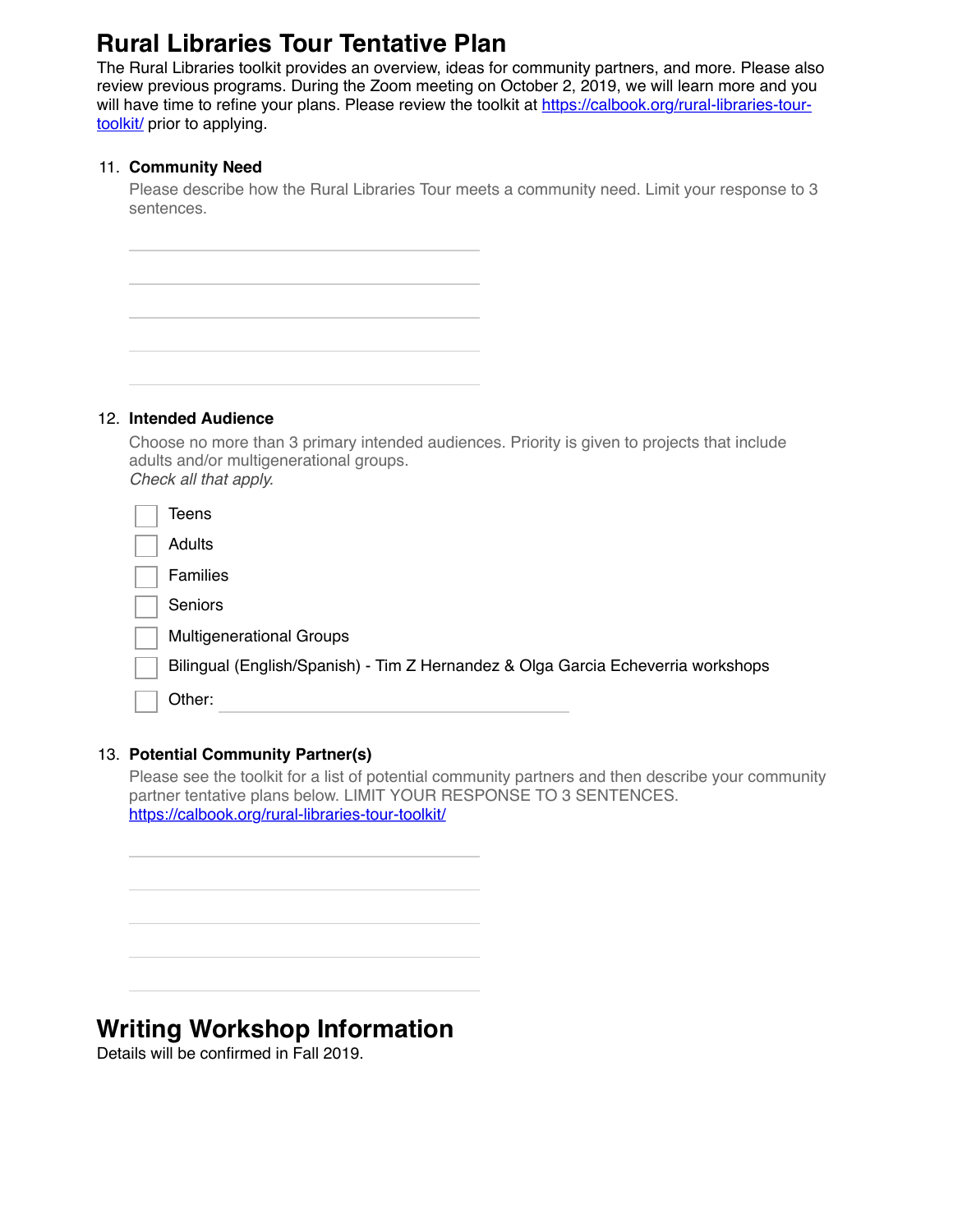# Rural Libraries Tour Tentative Plan

The Rural Libraries toolkit provides an overview, ideas for community partners, and more. Please also review previous programs. During the Zoom meeting on October 2, 2019, we will learn more and you will have time to refine your plans. Please review the toolkit at [https://calbook.org/rural-libraries-tour-toolkit/](https://calbook.org/rural-libraries-tour-toolkit/) prior to applying.

11. **Community Need**

    Please describe how the Rural Libraries Tour meets a community need. Limit your response to 3 sentences.

    ______________________________

    ______________________________

    ______________________________

    ______________________________

    ______________________________

12. **Intended Audience**

    Choose no more than 3 primary intended audiences. Priority is given to projects that include adults and/or multigenerational groups.
    *Check all that apply.*

    - [ ] Teens
    - [ ] Adults
    - [ ] Families
    - [ ] Seniors
    - [ ] Multigenerational Groups
    - [ ] Bilingual (English/Spanish) - Tim Z Hernandez & Olga Garcia Echeverria workshops
    - [ ] Other: ______________________________

13. **Potential Community Partner(s)**

    Please see the toolkit for a list of potential community partners and then describe your community partner tentative plans below. LIMIT YOUR RESPONSE TO 3 SENTENCES.
    [https://calbook.org/rural-libraries-tour-toolkit/](https://calbook.org/rural-libraries-tour-toolkit/)

    ______________________________

    ______________________________

    ______________________________

    ______________________________

    ______________________________

# Writing Workshop Information

Details will be confirmed in Fall 2019.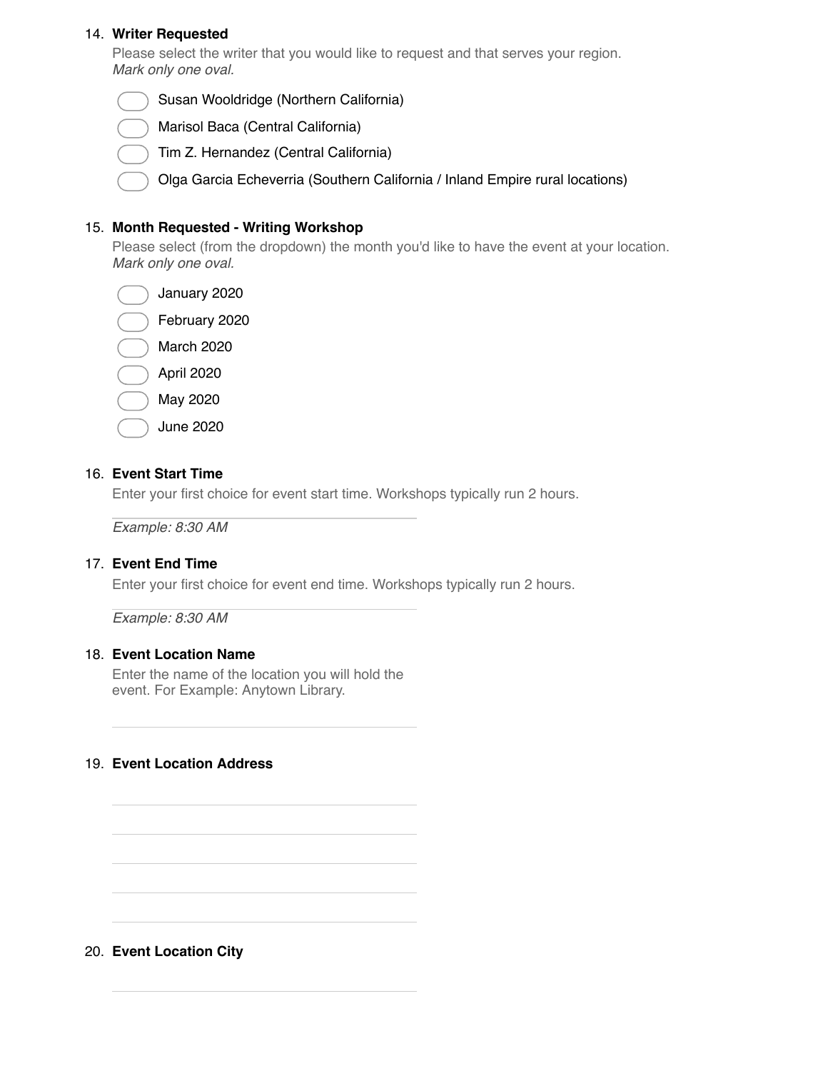14. **Writer Requested**

    Please select the writer that you would like to request and that serves your region.
    *Mark only one oval.*

    - Susan Wooldridge (Northern California)
    - Marisol Baca (Central California)
    - Tim Z. Hernandez (Central California)
    - Olga Garcia Echeverria (Southern California / Inland Empire rural locations)

15. **Month Requested - Writing Workshop**

    Please select (from the dropdown) the month you'd like to have the event at your location.
    *Mark only one oval.*

    - January 2020
    - February 2020
    - March 2020
    - April 2020
    - May 2020
    - June 2020

16. **Event Start Time**

    Enter your first choice for event start time. Workshops typically run 2 hours.

    *Example: 8:30 AM*

17. **Event End Time**

    Enter your first choice for event end time. Workshops typically run 2 hours.

    *Example: 8:30 AM*

18. **Event Location Name**

    Enter the name of the location you will hold the event. For Example: Anytown Library.

19. **Event Location Address**

20. **Event Location City**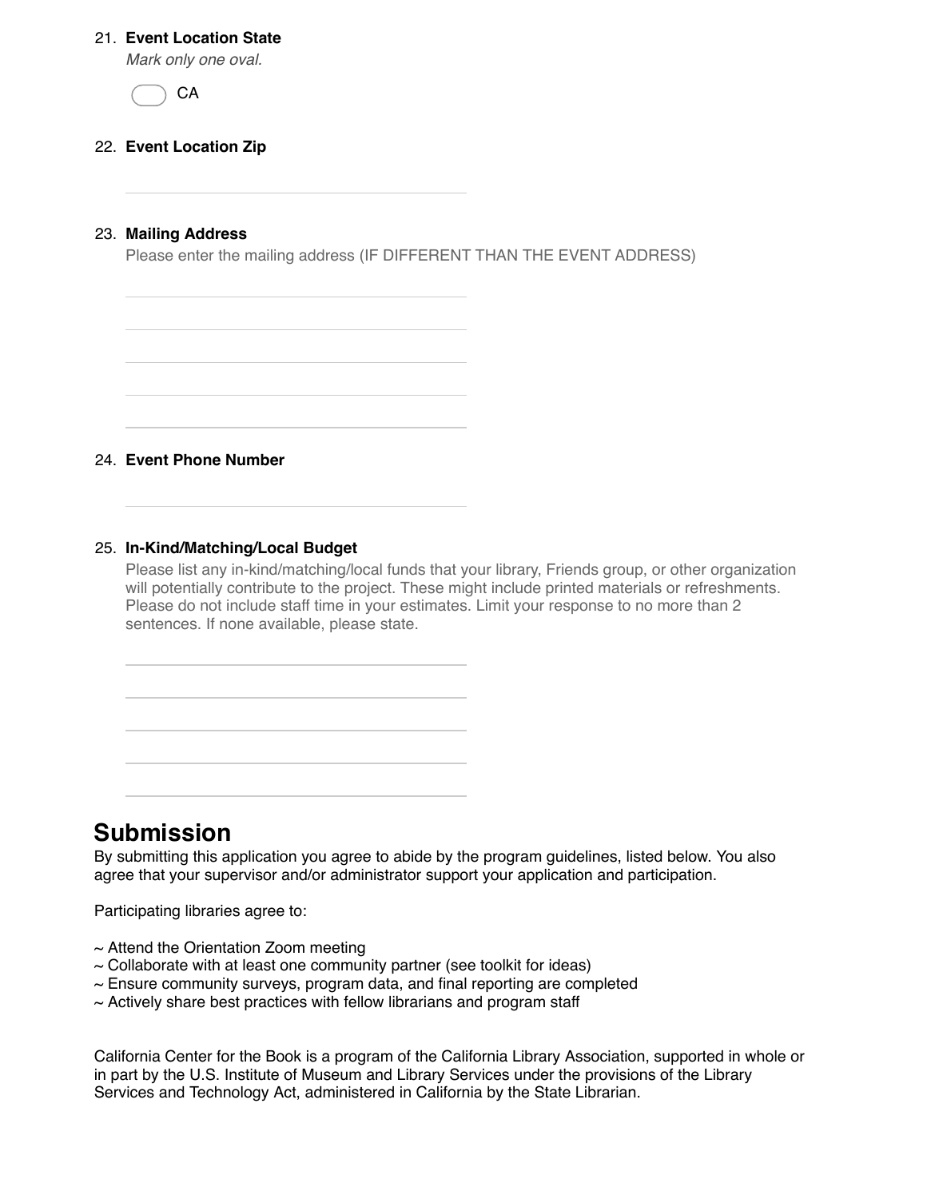21. **Event Location State**

    *Mark only one oval.*

    ◯ CA

22. **Event Location Zip**

    ______________________________

23. **Mailing Address**

    Please enter the mailing address (IF DIFFERENT THAN THE EVENT ADDRESS)

    ______________________________
    ______________________________
    ______________________________
    ______________________________
    ______________________________

24. **Event Phone Number**

    ______________________________

25. **In-Kind/Matching/Local Budget**

    Please list any in-kind/matching/local funds that your library, Friends group, or other organization will potentially contribute to the project. These might include printed materials or refreshments. Please do not include staff time in your estimates. Limit your response to no more than 2 sentences. If none available, please state.

    ______________________________
    ______________________________
    ______________________________
    ______________________________
    ______________________________

## Submission

By submitting this application you agree to abide by the program guidelines, listed below. You also agree that your supervisor and/or administrator support your application and participation.

Participating libraries agree to:

~ Attend the Orientation Zoom meeting
~ Collaborate with at least one community partner (see toolkit for ideas)
~ Ensure community surveys, program data, and final reporting are completed
~ Actively share best practices with fellow librarians and program staff

California Center for the Book is a program of the California Library Association, supported in whole or in part by the U.S. Institute of Museum and Library Services under the provisions of the Library Services and Technology Act, administered in California by the State Librarian.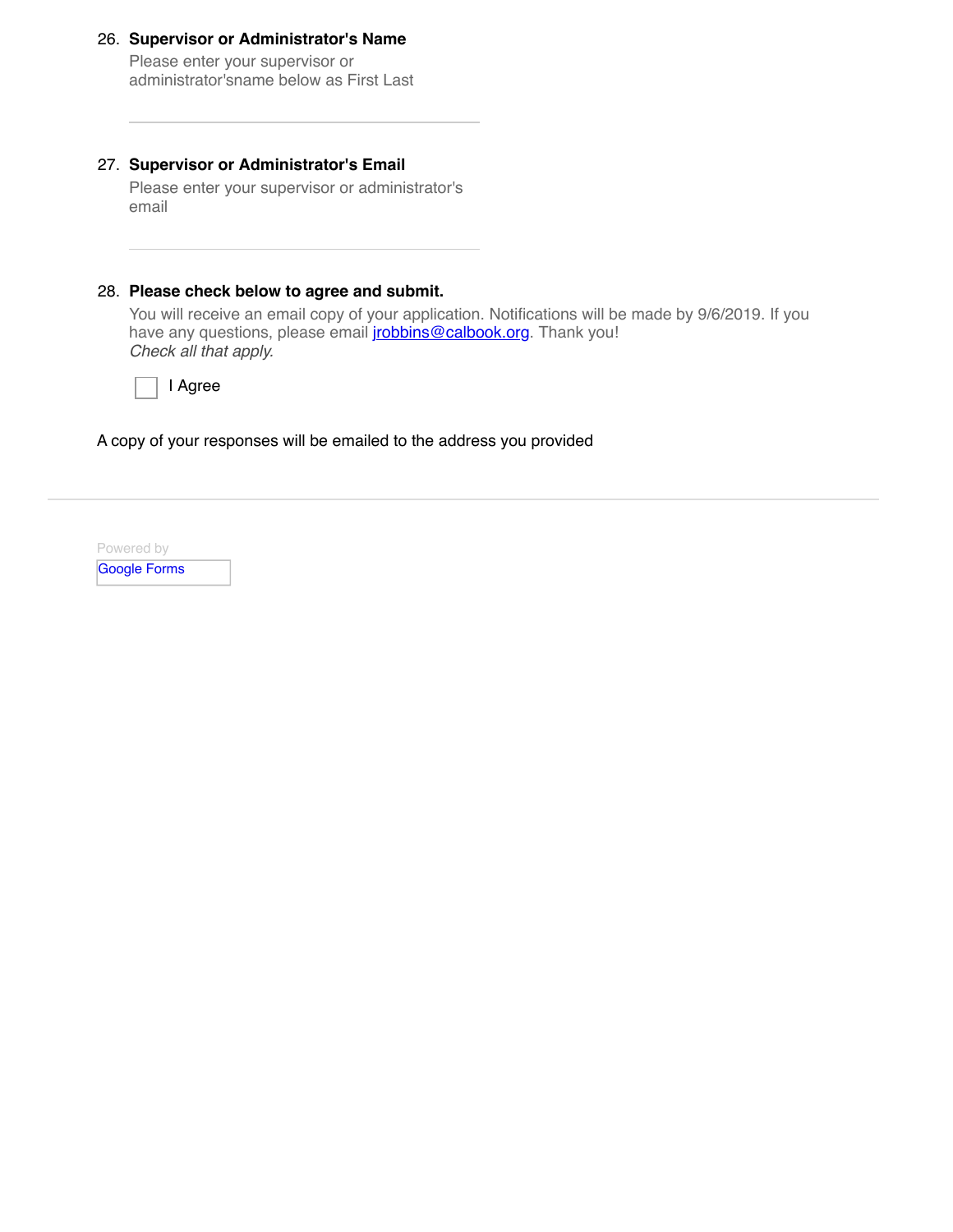26. **Supervisor or Administrator's Name**
    Please enter your supervisor or administrator'sname below as First Last

    ______________________________

27. **Supervisor or Administrator's Email**
    Please enter your supervisor or administrator's email

    ______________________________

28. **Please check below to agree and submit.**
    You will receive an email copy of your application. Notifications will be made by 9/6/2019. If you have any questions, please email jrobbins@calbook.org. Thank you!
    *Check all that apply.*

    - [ ] I Agree

A copy of your responses will be emailed to the address you provided

---

Powered by
Google Forms